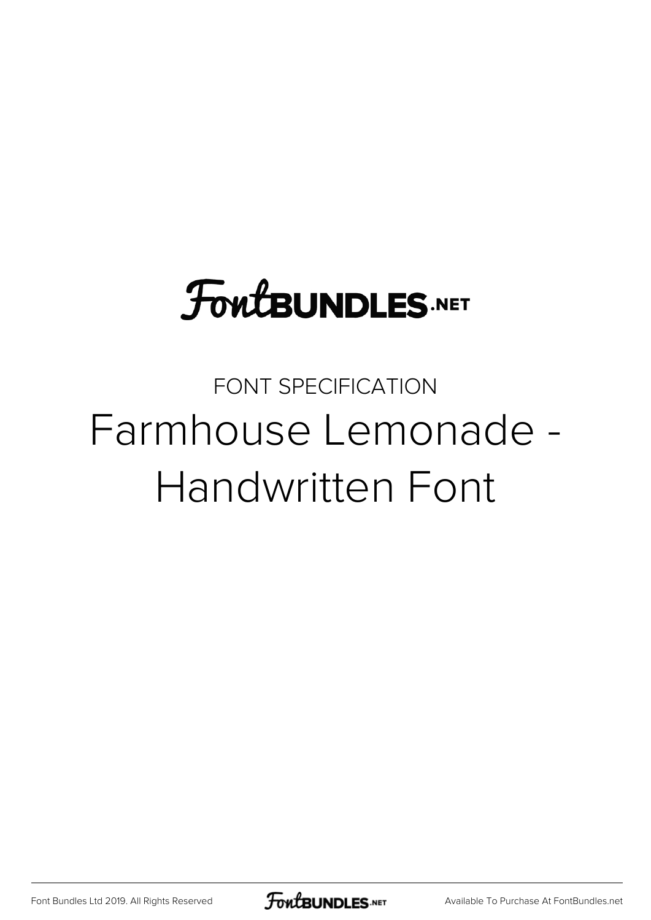FontBUNDLES.NET

FONT SPECIFICATION

# Farmhouse Lemonade - Handwritten Font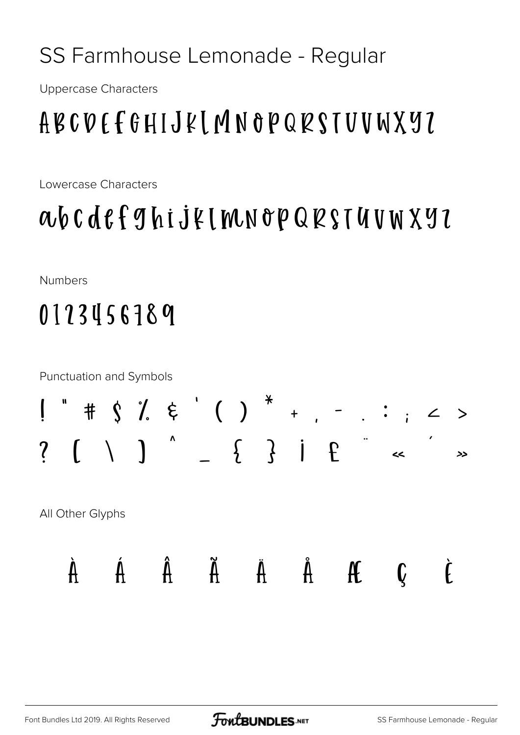# SS Farmhouse Lemonade - Regular

Uppercase Characters

ABCDEFGHIJKLMNOPQRSTUVWXYZ

Lowercase Characters

abcdefghijklmnopqrstuvwxyz

Numbers

0123456789

Punctuation and Symbols

! " # $ % & ' ( ) * + , - . : ; < >

? [ \ ] ^ _ { } ¡ £ ¨ « ´ »

All Other Glyphs

À Á Â Ã Ä Å Æ Ç È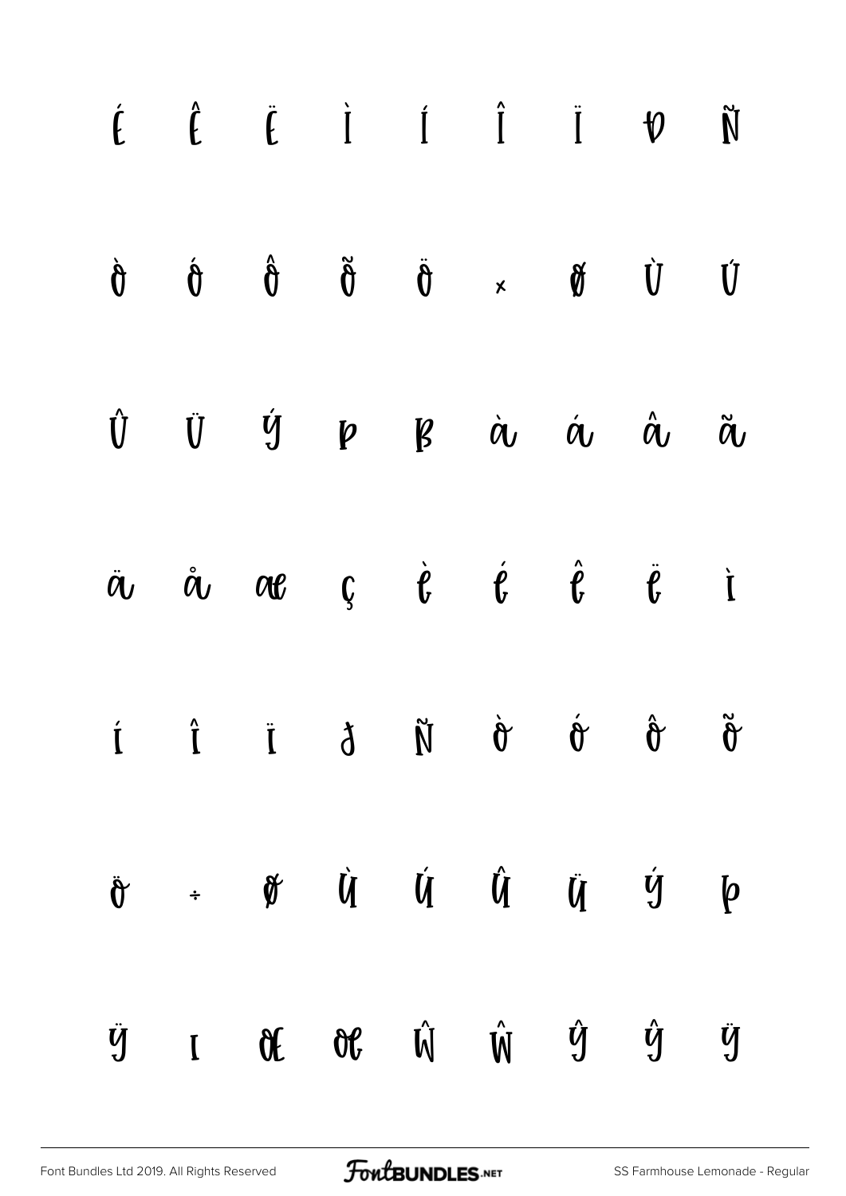É Ê Ë Ì Í Î Ï Ð Ñ

Ò Ó Ô Õ Ö × Ø Ù Ú

Û Ü Ý Þ ß à á â ã

ä å æ ç è é ê ë ì

í î ï ð ñ ò ó ô õ

ö ÷ ø ù ú û ü ý þ

ÿ ı Œ œ Ŵ ŵ Ŷ ŷ Ÿ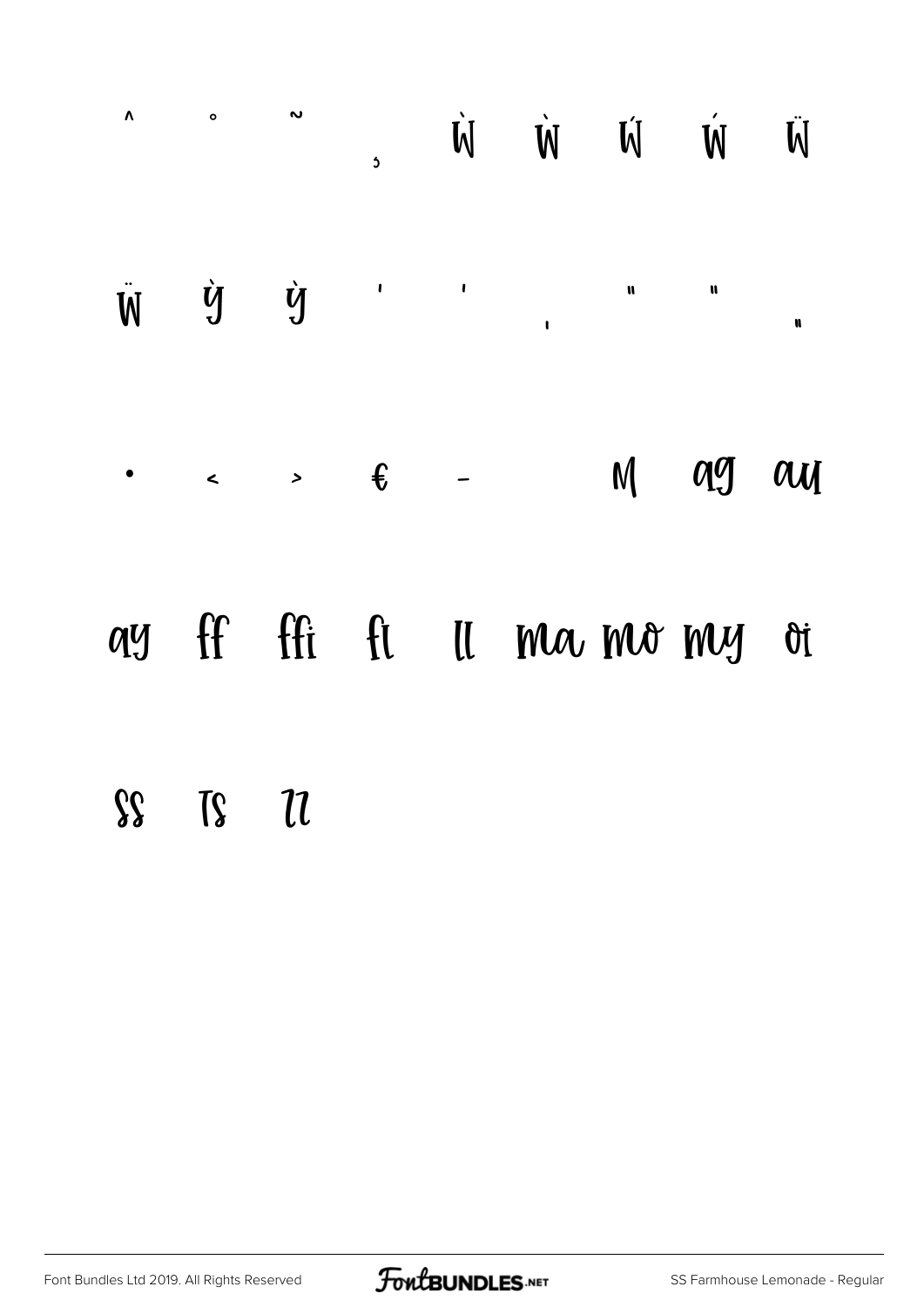^ ˚ ˜ ˛ Ẁ ẁ Ẃ ẃ Ẅ

ẅ Ỳ ỳ ' ' ‚ " " „

• ‹ › € – M ag au

ay ff ffi fl ll ma mo my oi

ss ts tt